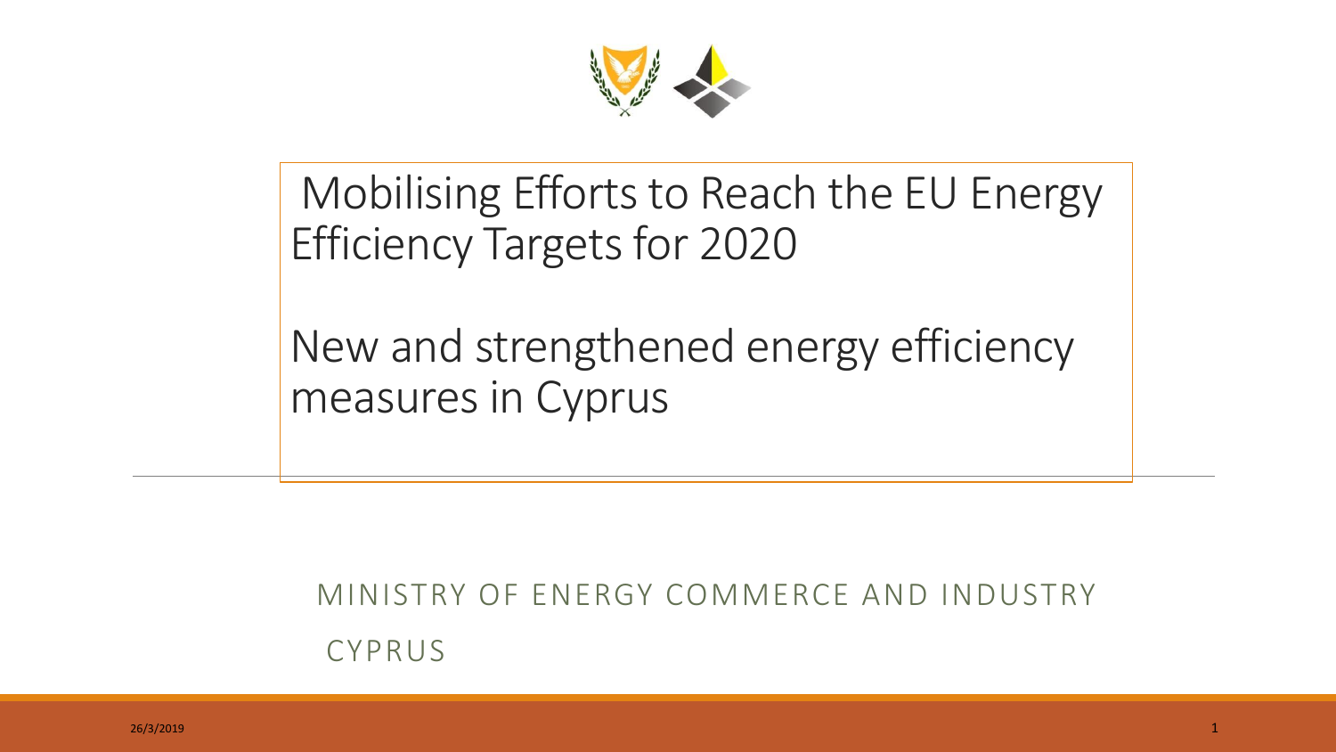# Mobilising Efforts to Reach the EU Energy Efficiency Targets for 2020

## New and strengthened energy efficiency measures in Cyprus

MINISTRY OF ENERGY COMMERCE AND INDUSTRY

CYPRUS

26/3/2019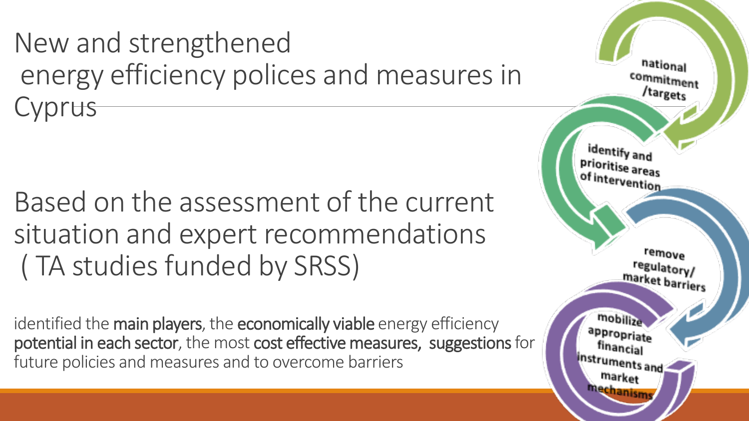# New and strengthened energy efficiency polices and measures in Cyprus

Based on the assessment of the current situation and expert recommendations ( TA studies funded by SRSS)

identified the **main players**, the **economically viable** energy efficiency **potential in each sector**, the most **cost effective measures**, **suggestions** for future policies and measures and to overcome barriers

- national commitment /targets
- identify and prioritise areas of intervention
- remove regulatory/ market barriers
- mobilize appropriate financial instruments and market mechanisms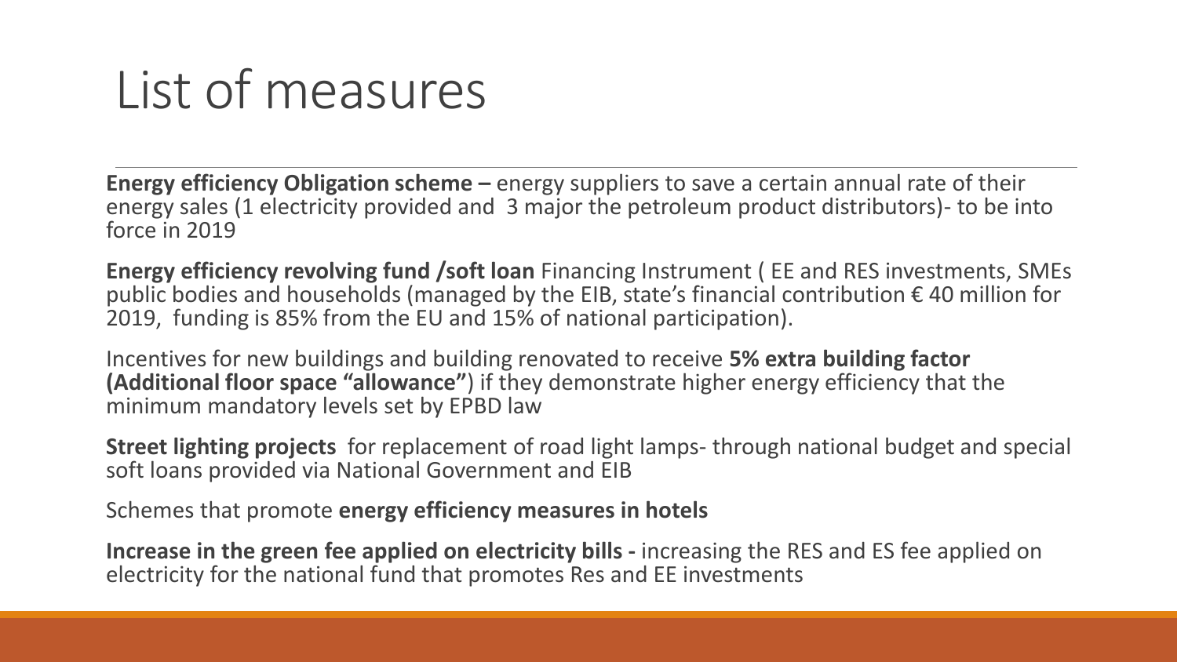# List of measures

**Energy efficiency Obligation scheme –** energy suppliers to save a certain annual rate of their energy sales (1 electricity provided and 3 major the petroleum product distributors)- to be into force in 2019

**Energy efficiency revolving fund /soft loan** Financing Instrument ( EE and RES investments, SMEs public bodies and households (managed by the EIB, state's financial contribution € 40 million for 2019, funding is 85% from the EU and 15% of national participation).

Incentives for new buildings and building renovated to receive **5% extra building factor (Additional floor space "allowance"**) if they demonstrate higher energy efficiency that the minimum mandatory levels set by EPBD law

**Street lighting projects** for replacement of road light lamps- through national budget and special soft loans provided via National Government and EIB

Schemes that promote **energy efficiency measures in hotels**

**Increase in the green fee applied on electricity bills -** increasing the RES and ES fee applied on electricity for the national fund that promotes Res and EE investments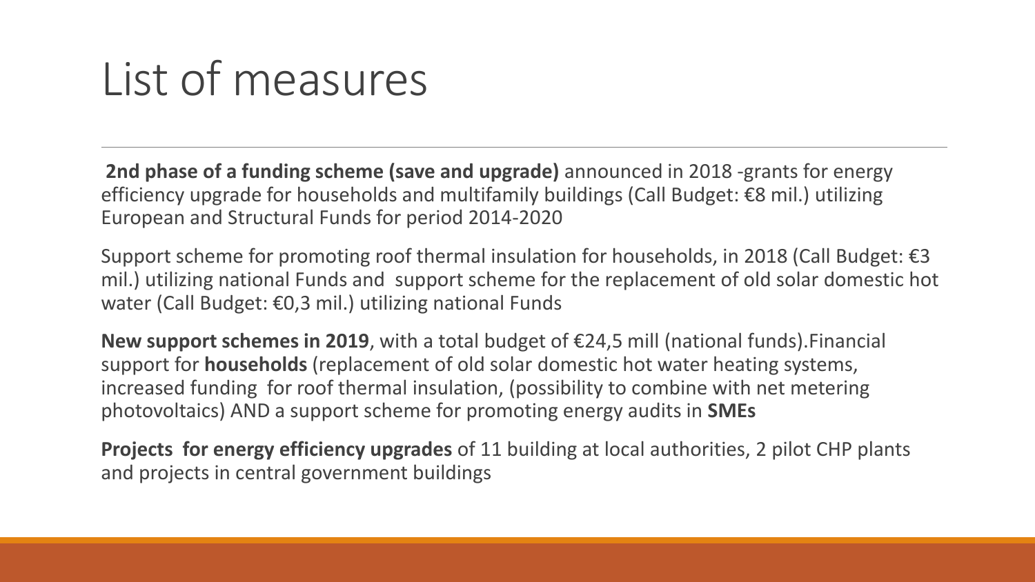# List of measures

**2nd phase of a funding scheme (save and upgrade)** announced in 2018 -grants for energy efficiency upgrade for households and multifamily buildings (Call Budget: €8 mil.) utilizing European and Structural Funds for period 2014-2020

Support scheme for promoting roof thermal insulation for households, in 2018 (Call Budget: €3 mil.) utilizing national Funds and support scheme for the replacement of old solar domestic hot water (Call Budget: €0,3 mil.) utilizing national Funds

**New support schemes in 2019**, with a total budget of €24,5 mill (national funds).Financial support for **households** (replacement of old solar domestic hot water heating systems, increased funding for roof thermal insulation, (possibility to combine with net metering photovoltaics) AND a support scheme for promoting energy audits in **SMEs**

**Projects for energy efficiency upgrades** of 11 building at local authorities, 2 pilot CHP plants and projects in central government buildings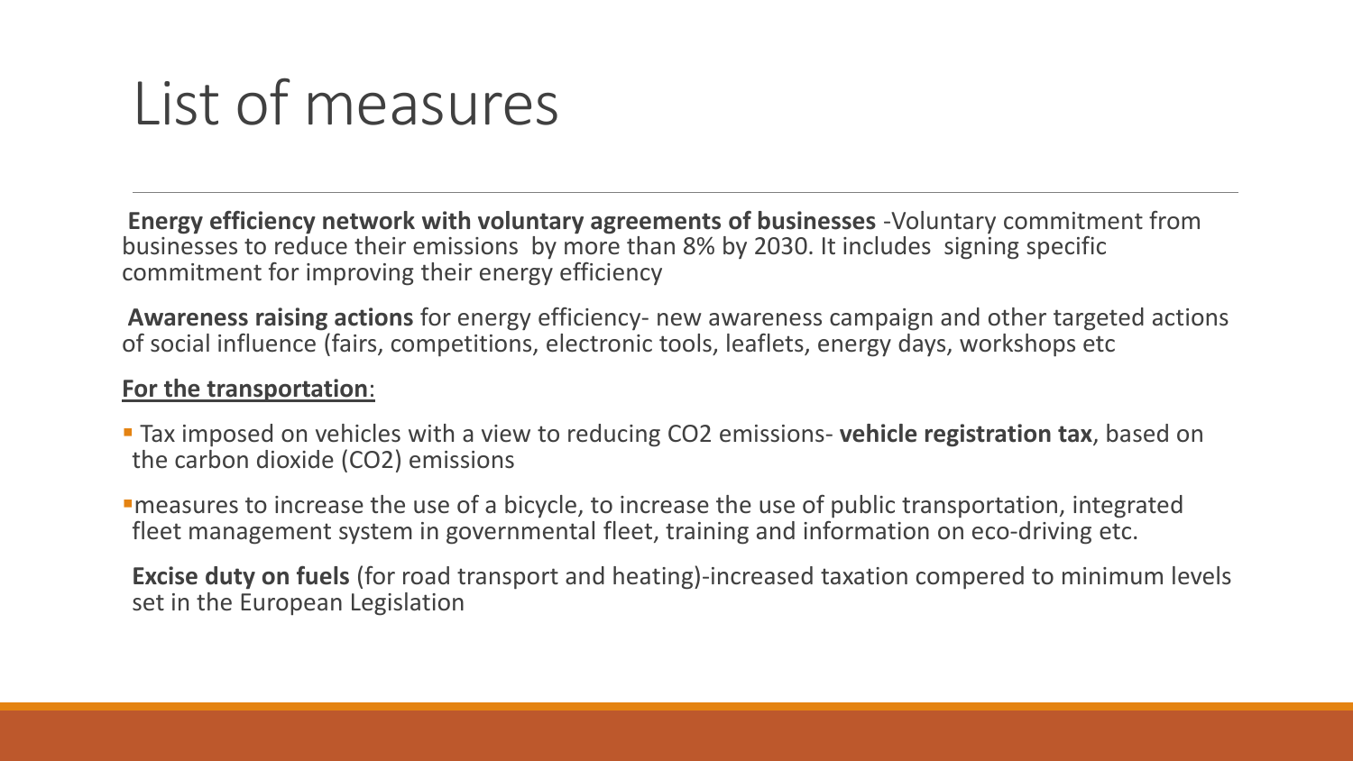# List of measures

**Energy efficiency network with voluntary agreements of businesses** -Voluntary commitment from businesses to reduce their emissions by more than 8% by 2030. It includes signing specific commitment for improving their energy efficiency

**Awareness raising actions** for energy efficiency- new awareness campaign and other targeted actions of social influence (fairs, competitions, electronic tools, leaflets, energy days, workshops etc

**For the transportation**:

- Tax imposed on vehicles with a view to reducing CO2 emissions- **vehicle registration tax**, based on the carbon dioxide (CO2) emissions
- measures to increase the use of a bicycle, to increase the use of public transportation, integrated fleet management system in governmental fleet, training and information on eco-driving etc.

**Excise duty on fuels** (for road transport and heating)-increased taxation compered to minimum levels set in the European Legislation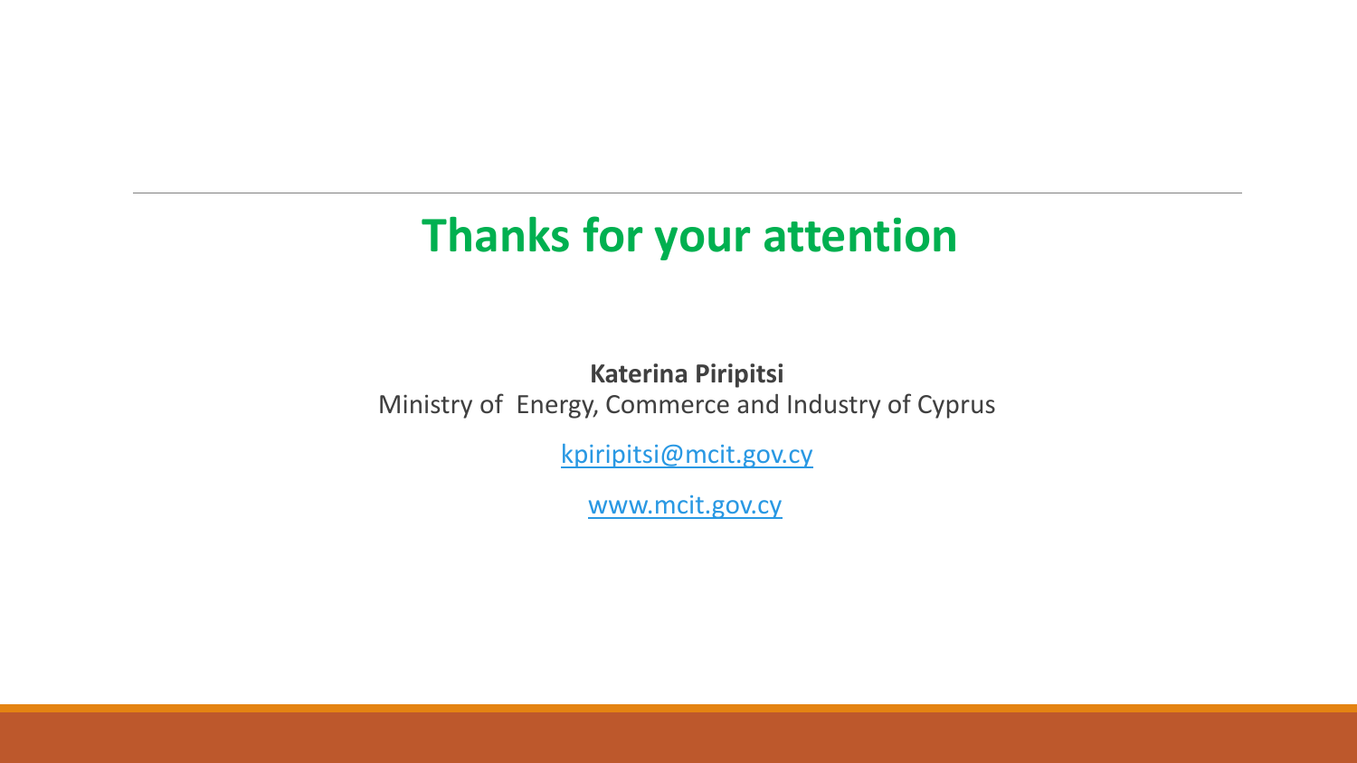# Thanks for your attention

**Katerina Piripitsi**
Ministry of  Energy, Commerce and Industry of Cyprus

kpiripitsi@mcit.gov.cy

www.mcit.gov.cy